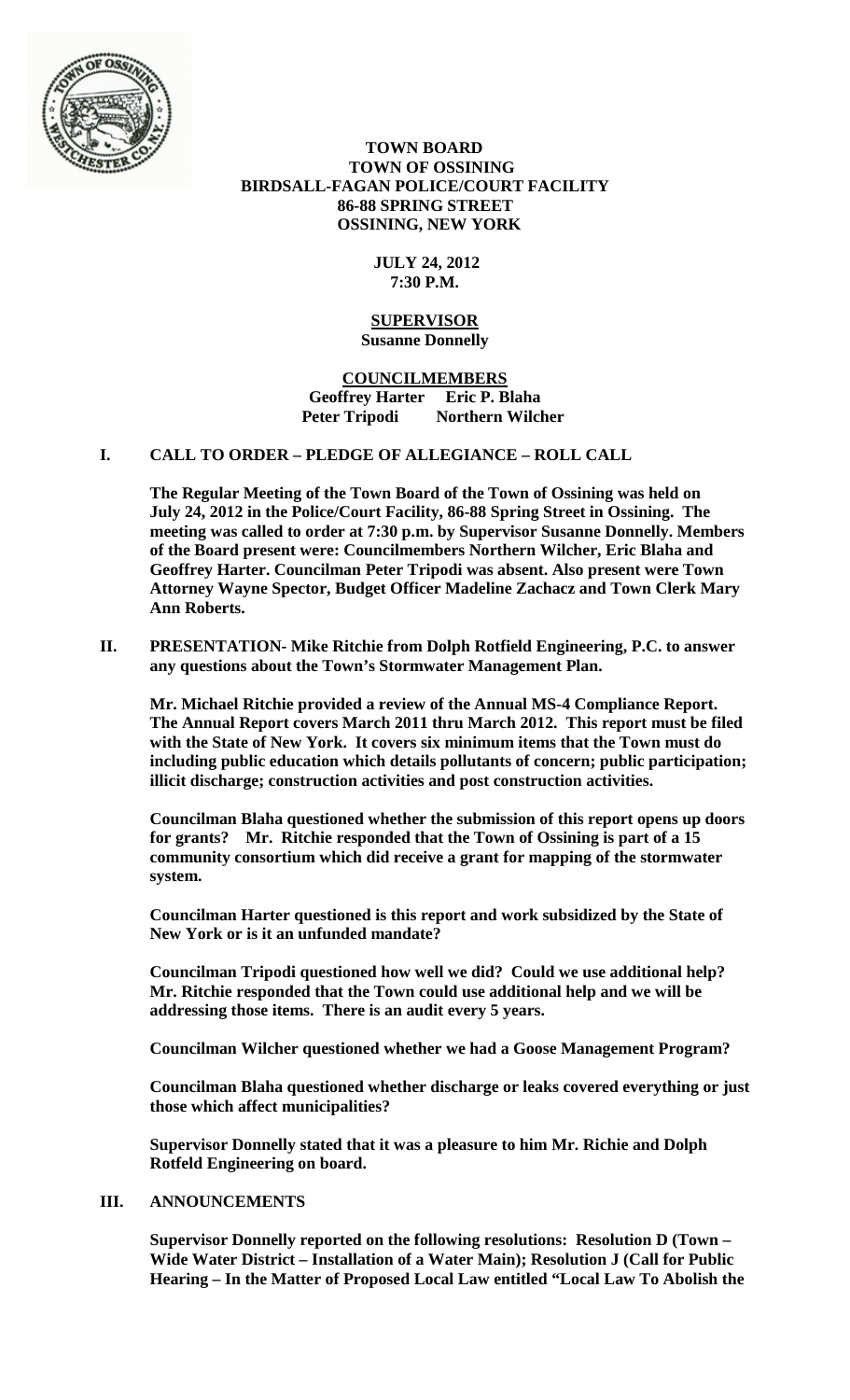# TOWN BOARD
## TOWN OF OSSINING
## BIRDSALL-FAGAN POLICE/COURT FACILITY
## 86-88 SPRING STREET
## OSSINING, NEW YORK

**JULY 24, 2012**
**7:30 P.M.**

**SUPERVISOR**
**Susanne Donnelly**

**COUNCILMEMBERS**
**Geoffrey Harter Eric P. Blaha**
**Peter Tripodi Northern Wilcher**

## I. CALL TO ORDER – PLEDGE OF ALLEGIANCE – ROLL CALL

**The Regular Meeting of the Town Board of the Town of Ossining was held on July 24, 2012 in the Police/Court Facility, 86-88 Spring Street in Ossining. The meeting was called to order at 7:30 p.m. by Supervisor Susanne Donnelly. Members of the Board present were: Councilmembers Northern Wilcher, Eric Blaha and Geoffrey Harter. Councilman Peter Tripodi was absent. Also present were Town Attorney Wayne Spector, Budget Officer Madeline Zachacz and Town Clerk Mary Ann Roberts.**

## II. PRESENTATION- Mike Ritchie from Dolph Rotfield Engineering, P.C. to answer any questions about the Town's Stormwater Management Plan.

**Mr. Michael Ritchie provided a review of the Annual MS-4 Compliance Report. The Annual Report covers March 2011 thru March 2012. This report must be filed with the State of New York. It covers six minimum items that the Town must do including public education which details pollutants of concern; public participation; illicit discharge; construction activities and post construction activities.**

**Councilman Blaha questioned whether the submission of this report opens up doors for grants? Mr. Ritchie responded that the Town of Ossining is part of a 15 community consortium which did receive a grant for mapping of the stormwater system.**

**Councilman Harter questioned is this report and work subsidized by the State of New York or is it an unfunded mandate?**

**Councilman Tripodi questioned how well we did? Could we use additional help? Mr. Ritchie responded that the Town could use additional help and we will be addressing those items. There is an audit every 5 years.**

**Councilman Wilcher questioned whether we had a Goose Management Program?**

**Councilman Blaha questioned whether discharge or leaks covered everything or just those which affect municipalities?**

**Supervisor Donnelly stated that it was a pleasure to him Mr. Richie and Dolph Rotfeld Engineering on board.**

## III. ANNOUNCEMENTS

**Supervisor Donnelly reported on the following resolutions: Resolution D (Town – Wide Water District – Installation of a Water Main); Resolution J (Call for Public Hearing – In the Matter of Proposed Local Law entitled "Local Law To Abolish the**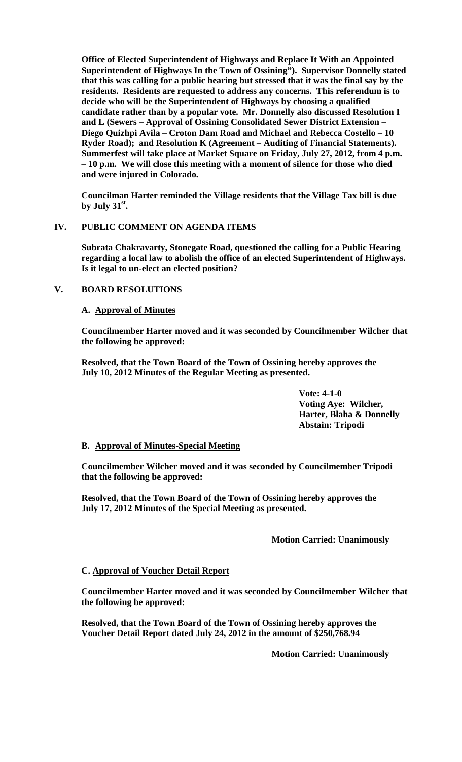**Office of Elected Superintendent of Highways and Replace It With an Appointed Superintendent of Highways In the Town of Ossining"). Supervisor Donnelly stated that this was calling for a public hearing but stressed that it was the final say by the residents. Residents are requested to address any concerns. This referendum is to decide who will be the Superintendent of Highways by choosing a qualified candidate rather than by a popular vote. Mr. Donnelly also discussed Resolution I and L (Sewers – Approval of Ossining Consolidated Sewer District Extension – Diego Quizhpi Avila – Croton Dam Road and Michael and Rebecca Costello – 10 Ryder Road); and Resolution K (Agreement – Auditing of Financial Statements). Summerfest will take place at Market Square on Friday, July 27, 2012, from 4 p.m. – 10 p.m. We will close this meeting with a moment of silence for those who died and were injured in Colorado.**

**Councilman Harter reminded the Village residents that the Village Tax bill is due by July 31st.**

## IV. PUBLIC COMMENT ON AGENDA ITEMS

**Subrata Chakravarty, Stonegate Road, questioned the calling for a Public Hearing regarding a local law to abolish the office of an elected Superintendent of Highways. Is it legal to un-elect an elected position?**

## V. BOARD RESOLUTIONS

### A. Approval of Minutes

**Councilmember Harter moved and it was seconded by Councilmember Wilcher that the following be approved:**

**Resolved, that the Town Board of the Town of Ossining hereby approves the July 10, 2012 Minutes of the Regular Meeting as presented.**

**Vote: 4-1-0**
**Voting Aye: Wilcher, Harter, Blaha & Donnelly**
**Abstain: Tripodi**

### B. Approval of Minutes-Special Meeting

**Councilmember Wilcher moved and it was seconded by Councilmember Tripodi that the following be approved:**

**Resolved, that the Town Board of the Town of Ossining hereby approves the July 17, 2012 Minutes of the Special Meeting as presented.**

**Motion Carried: Unanimously**

### C. Approval of Voucher Detail Report

**Councilmember Harter moved and it was seconded by Councilmember Wilcher that the following be approved:**

**Resolved, that the Town Board of the Town of Ossining hereby approves the Voucher Detail Report dated July 24, 2012 in the amount of $250,768.94**

**Motion Carried: Unanimously**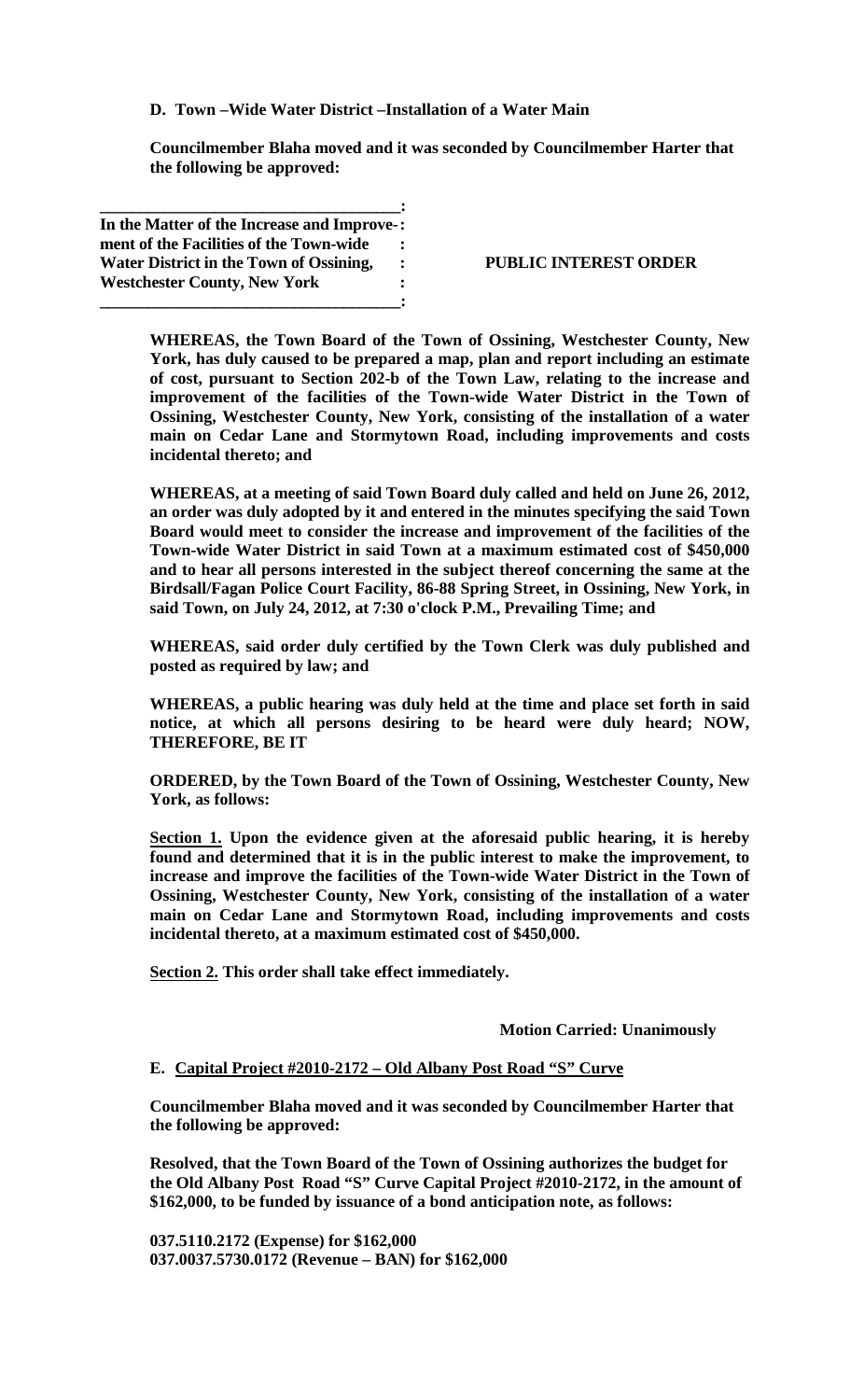**D. Town –Wide Water District –Installation of a Water Main**

**Councilmember Blaha moved and it was seconded by Councilmember Harter that the following be approved:**

| | |
|---|---|
| **In the Matter of the Increase and Improvement of the Facilities of the Town-wide Water District in the Town of Ossining, Westchester County, New York** | **PUBLIC INTEREST ORDER** |

**WHEREAS, the Town Board of the Town of Ossining, Westchester County, New York, has duly caused to be prepared a map, plan and report including an estimate of cost, pursuant to Section 202-b of the Town Law, relating to the increase and improvement of the facilities of the Town-wide Water District in the Town of Ossining, Westchester County, New York, consisting of the installation of a water main on Cedar Lane and Stormytown Road, including improvements and costs incidental thereto; and**

**WHEREAS, at a meeting of said Town Board duly called and held on June 26, 2012, an order was duly adopted by it and entered in the minutes specifying the said Town Board would meet to consider the increase and improvement of the facilities of the Town-wide Water District in said Town at a maximum estimated cost of $450,000 and to hear all persons interested in the subject thereof concerning the same at the Birdsall/Fagan Police Court Facility, 86-88 Spring Street, in Ossining, New York, in said Town, on July 24, 2012, at 7:30 o'clock P.M., Prevailing Time; and**

**WHEREAS, said order duly certified by the Town Clerk was duly published and posted as required by law; and**

**WHEREAS, a public hearing was duly held at the time and place set forth in said notice, at which all persons desiring to be heard were duly heard; NOW, THEREFORE, BE IT**

**ORDERED, by the Town Board of the Town of Ossining, Westchester County, New York, as follows:**

**<u>Section 1.</u> Upon the evidence given at the aforesaid public hearing, it is hereby found and determined that it is in the public interest to make the improvement, to increase and improve the facilities of the Town-wide Water District in the Town of Ossining, Westchester County, New York, consisting of the installation of a water main on Cedar Lane and Stormytown Road, including improvements and costs incidental thereto, at a maximum estimated cost of $450,000.**

**<u>Section 2.</u> This order shall take effect immediately.**

**Motion Carried: Unanimously**

**E. <u>Capital Project #2010-2172 – Old Albany Post Road "S" Curve</u>**

**Councilmember Blaha moved and it was seconded by Councilmember Harter that the following be approved:**

**Resolved, that the Town Board of the Town of Ossining authorizes the budget for the Old Albany Post Road "S" Curve Capital Project #2010-2172, in the amount of $162,000, to be funded by issuance of a bond anticipation note, as follows:**

**037.5110.2172 (Expense) for $162,000**
**037.0037.5730.0172 (Revenue – BAN) for $162,000**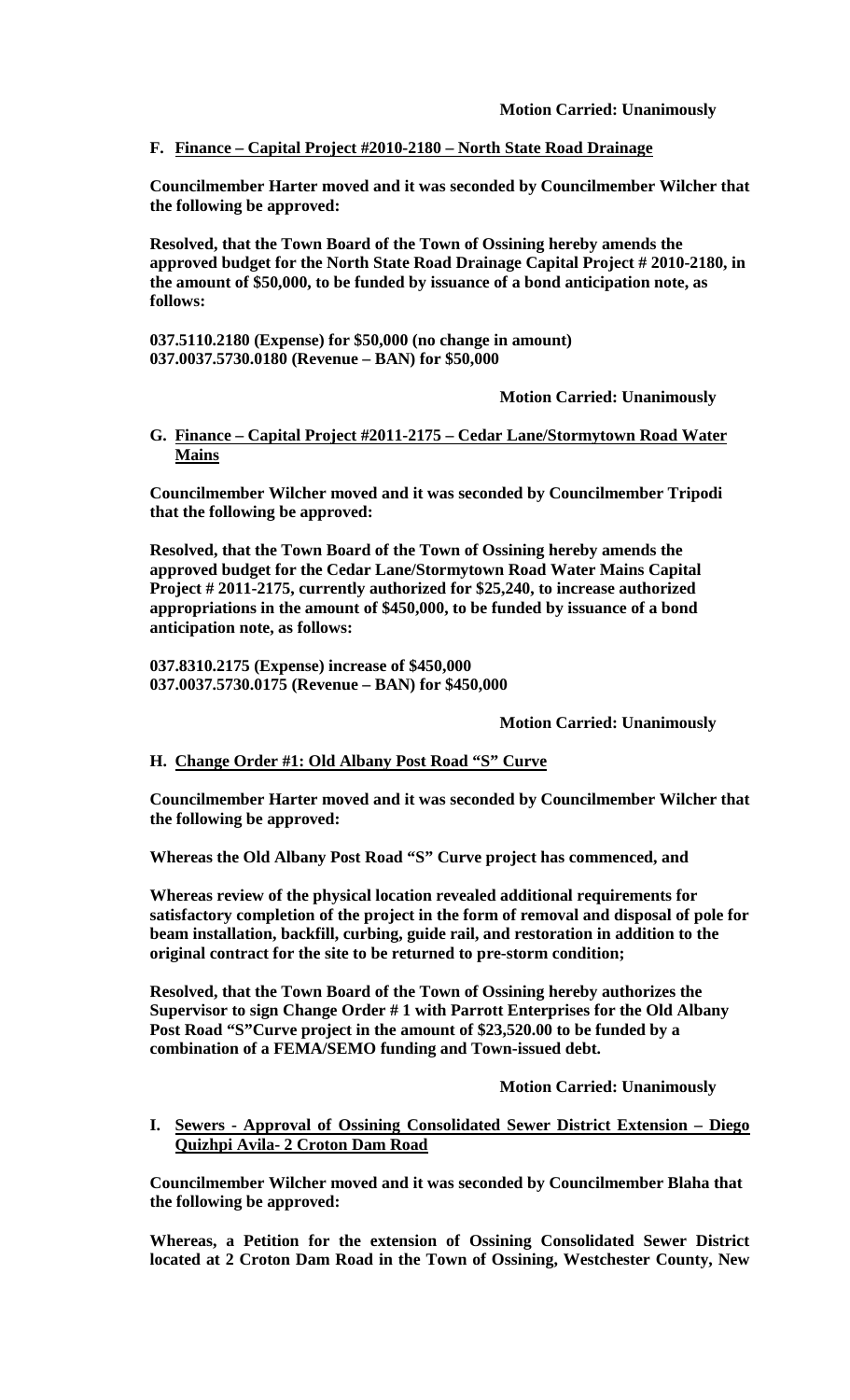**Motion Carried: Unanimously**

**F. Finance – Capital Project #2010-2180 – North State Road Drainage**

**Councilmember Harter moved and it was seconded by Councilmember Wilcher that the following be approved:**

**Resolved, that the Town Board of the Town of Ossining hereby amends the approved budget for the North State Road Drainage Capital Project # 2010-2180, in the amount of $50,000, to be funded by issuance of a bond anticipation note, as follows:**

**037.5110.2180 (Expense) for $50,000 (no change in amount)**
**037.0037.5730.0180 (Revenue – BAN) for $50,000**

**Motion Carried: Unanimously**

**G. Finance – Capital Project #2011-2175 – Cedar Lane/Stormytown Road Water Mains**

**Councilmember Wilcher moved and it was seconded by Councilmember Tripodi that the following be approved:**

**Resolved, that the Town Board of the Town of Ossining hereby amends the approved budget for the Cedar Lane/Stormytown Road Water Mains Capital Project # 2011-2175, currently authorized for $25,240, to increase authorized appropriations in the amount of $450,000, to be funded by issuance of a bond anticipation note, as follows:**

**037.8310.2175 (Expense) increase of $450,000**
**037.0037.5730.0175 (Revenue – BAN) for $450,000**

**Motion Carried: Unanimously**

**H. Change Order #1: Old Albany Post Road "S" Curve**

**Councilmember Harter moved and it was seconded by Councilmember Wilcher that the following be approved:**

**Whereas the Old Albany Post Road "S" Curve project has commenced, and**

**Whereas review of the physical location revealed additional requirements for satisfactory completion of the project in the form of removal and disposal of pole for beam installation, backfill, curbing, guide rail, and restoration in addition to the original contract for the site to be returned to pre-storm condition;**

**Resolved, that the Town Board of the Town of Ossining hereby authorizes the Supervisor to sign Change Order # 1 with Parrott Enterprises for the Old Albany Post Road "S"Curve project in the amount of $23,520.00 to be funded by a combination of a FEMA/SEMO funding and Town-issued debt.**

**Motion Carried: Unanimously**

**I. Sewers - Approval of Ossining Consolidated Sewer District Extension – Diego Quizhpi Avila- 2 Croton Dam Road**

**Councilmember Wilcher moved and it was seconded by Councilmember Blaha that the following be approved:**

**Whereas, a Petition for the extension of Ossining Consolidated Sewer District located at 2 Croton Dam Road in the Town of Ossining, Westchester County, New**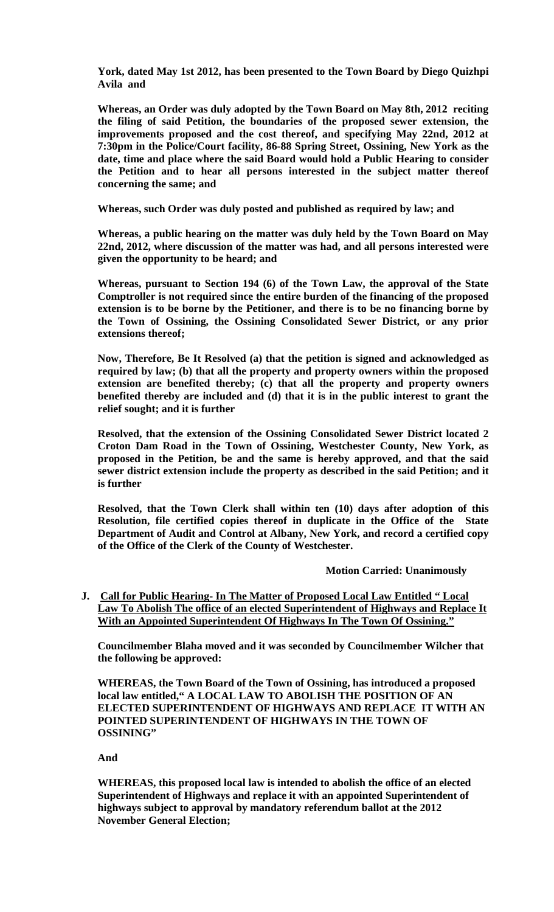**York, dated May 1st 2012, has been presented to the Town Board by Diego Quizhpi Avila and**

**Whereas, an Order was duly adopted by the Town Board on May 8th, 2012 reciting the filing of said Petition, the boundaries of the proposed sewer extension, the improvements proposed and the cost thereof, and specifying May 22nd, 2012 at 7:30pm in the Police/Court facility, 86-88 Spring Street, Ossining, New York as the date, time and place where the said Board would hold a Public Hearing to consider the Petition and to hear all persons interested in the subject matter thereof concerning the same; and**

**Whereas, such Order was duly posted and published as required by law; and**

**Whereas, a public hearing on the matter was duly held by the Town Board on May 22nd, 2012, where discussion of the matter was had, and all persons interested were given the opportunity to be heard; and**

**Whereas, pursuant to Section 194 (6) of the Town Law, the approval of the State Comptroller is not required since the entire burden of the financing of the proposed extension is to be borne by the Petitioner, and there is to be no financing borne by the Town of Ossining, the Ossining Consolidated Sewer District, or any prior extensions thereof;**

**Now, Therefore, Be It Resolved (a) that the petition is signed and acknowledged as required by law; (b) that all the property and property owners within the proposed extension are benefited thereby; (c) that all the property and property owners benefited thereby are included and (d) that it is in the public interest to grant the relief sought; and it is further**

**Resolved, that the extension of the Ossining Consolidated Sewer District located 2 Croton Dam Road in the Town of Ossining, Westchester County, New York, as proposed in the Petition, be and the same is hereby approved, and that the said sewer district extension include the property as described in the said Petition; and it is further**

**Resolved, that the Town Clerk shall within ten (10) days after adoption of this Resolution, file certified copies thereof in duplicate in the Office of the State Department of Audit and Control at Albany, New York, and record a certified copy of the Office of the Clerk of the County of Westchester.**

**Motion Carried: Unanimously**

**J. <u>Call for Public Hearing- In The Matter of Proposed Local Law Entitled " Local Law To Abolish The office of an elected Superintendent of Highways and Replace It With an Appointed Superintendent Of Highways In The Town Of Ossining."</u>**

**Councilmember Blaha moved and it was seconded by Councilmember Wilcher that the following be approved:**

**WHEREAS, the Town Board of the Town of Ossining, has introduced a proposed local law entitled," A LOCAL LAW TO ABOLISH THE POSITION OF AN ELECTED SUPERINTENDENT OF HIGHWAYS AND REPLACE IT WITH AN POINTED SUPERINTENDENT OF HIGHWAYS IN THE TOWN OF OSSINING"**

**And**

**WHEREAS, this proposed local law is intended to abolish the office of an elected Superintendent of Highways and replace it with an appointed Superintendent of highways subject to approval by mandatory referendum ballot at the 2012 November General Election;**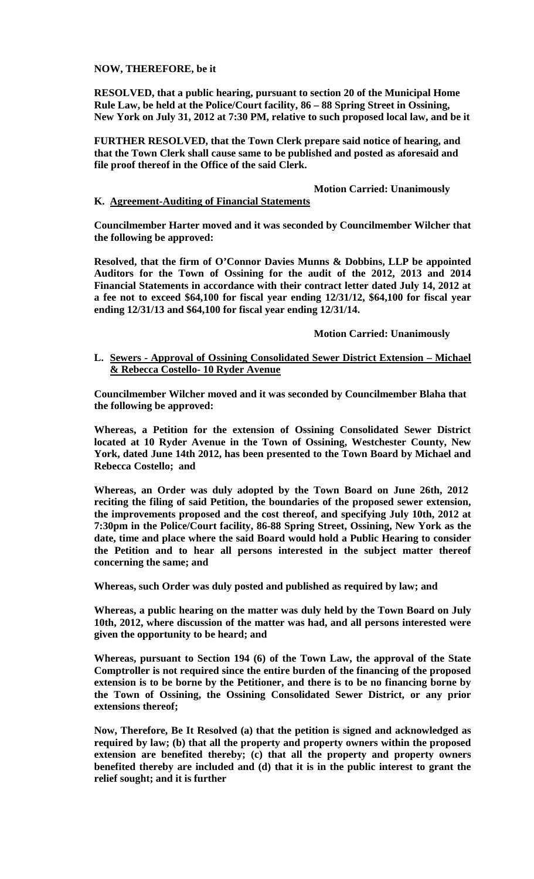**NOW, THEREFORE, be it**

**RESOLVED, that a public hearing, pursuant to section 20 of the Municipal Home Rule Law, be held at the Police/Court facility, 86 – 88 Spring Street in Ossining, New York on July 31, 2012 at 7:30 PM, relative to such proposed local law, and be it**

**FURTHER RESOLVED, that the Town Clerk prepare said notice of hearing, and that the Town Clerk shall cause same to be published and posted as aforesaid and file proof thereof in the Office of the said Clerk.**

**Motion Carried: Unanimously**

**K. <u>Agreement-Auditing of Financial Statements</u>**

**Councilmember Harter moved and it was seconded by Councilmember Wilcher that the following be approved:**

**Resolved, that the firm of O'Connor Davies Munns & Dobbins, LLP be appointed Auditors for the Town of Ossining for the audit of the 2012, 2013 and 2014 Financial Statements in accordance with their contract letter dated July 14, 2012 at a fee not to exceed $64,100 for fiscal year ending 12/31/12, $64,100 for fiscal year ending 12/31/13 and $64,100 for fiscal year ending 12/31/14.**

**Motion Carried: Unanimously**

**L. <u>Sewers - Approval of Ossining Consolidated Sewer District Extension – Michael & Rebecca Costello- 10 Ryder Avenue</u>**

**Councilmember Wilcher moved and it was seconded by Councilmember Blaha that the following be approved:**

**Whereas, a Petition for the extension of Ossining Consolidated Sewer District located at 10 Ryder Avenue in the Town of Ossining, Westchester County, New York, dated June 14th 2012, has been presented to the Town Board by Michael and Rebecca Costello; and**

**Whereas, an Order was duly adopted by the Town Board on June 26th, 2012 reciting the filing of said Petition, the boundaries of the proposed sewer extension, the improvements proposed and the cost thereof, and specifying July 10th, 2012 at 7:30pm in the Police/Court facility, 86-88 Spring Street, Ossining, New York as the date, time and place where the said Board would hold a Public Hearing to consider the Petition and to hear all persons interested in the subject matter thereof concerning the same; and**

**Whereas, such Order was duly posted and published as required by law; and**

**Whereas, a public hearing on the matter was duly held by the Town Board on July 10th, 2012, where discussion of the matter was had, and all persons interested were given the opportunity to be heard; and**

**Whereas, pursuant to Section 194 (6) of the Town Law, the approval of the State Comptroller is not required since the entire burden of the financing of the proposed extension is to be borne by the Petitioner, and there is to be no financing borne by the Town of Ossining, the Ossining Consolidated Sewer District, or any prior extensions thereof;**

**Now, Therefore, Be It Resolved (a) that the petition is signed and acknowledged as required by law; (b) that all the property and property owners within the proposed extension are benefited thereby; (c) that all the property and property owners benefited thereby are included and (d) that it is in the public interest to grant the relief sought; and it is further**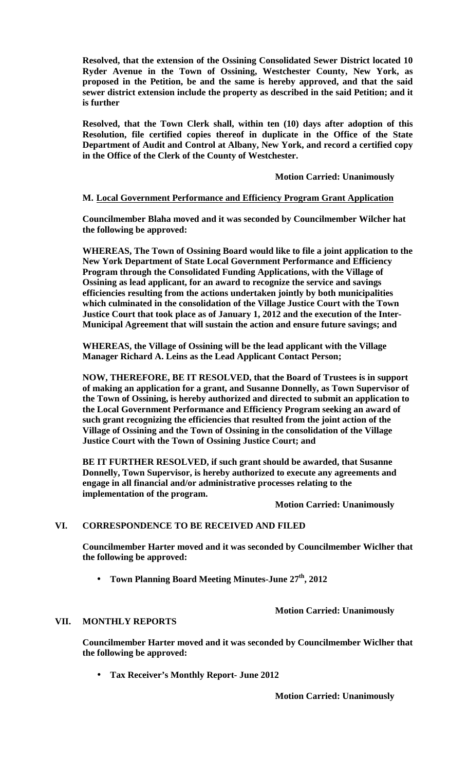**Resolved, that the extension of the Ossining Consolidated Sewer District located 10 Ryder Avenue in the Town of Ossining, Westchester County, New York, as proposed in the Petition, be and the same is hereby approved, and that the said sewer district extension include the property as described in the said Petition; and it is further**

**Resolved, that the Town Clerk shall, within ten (10) days after adoption of this Resolution, file certified copies thereof in duplicate in the Office of the State Department of Audit and Control at Albany, New York, and record a certified copy in the Office of the Clerk of the County of Westchester.**

**Motion Carried: Unanimously**

**M. Local Government Performance and Efficiency Program Grant Application**

**Councilmember Blaha moved and it was seconded by Councilmember Wilcher hat the following be approved:**

**WHEREAS, The Town of Ossining Board would like to file a joint application to the New York Department of State Local Government Performance and Efficiency Program through the Consolidated Funding Applications, with the Village of Ossining as lead applicant, for an award to recognize the service and savings efficiencies resulting from the actions undertaken jointly by both municipalities which culminated in the consolidation of the Village Justice Court with the Town Justice Court that took place as of January 1, 2012 and the execution of the Inter-Municipal Agreement that will sustain the action and ensure future savings; and**

**WHEREAS, the Village of Ossining will be the lead applicant with the Village Manager Richard A. Leins as the Lead Applicant Contact Person;**

**NOW, THEREFORE, BE IT RESOLVED, that the Board of Trustees is in support of making an application for a grant, and Susanne Donnelly, as Town Supervisor of the Town of Ossining, is hereby authorized and directed to submit an application to the Local Government Performance and Efficiency Program seeking an award of such grant recognizing the efficiencies that resulted from the joint action of the Village of Ossining and the Town of Ossining in the consolidation of the Village Justice Court with the Town of Ossining Justice Court; and**

**BE IT FURTHER RESOLVED, if such grant should be awarded, that Susanne Donnelly, Town Supervisor, is hereby authorized to execute any agreements and engage in all financial and/or administrative processes relating to the implementation of the program.**

**Motion Carried: Unanimously**

## VI. CORRESPONDENCE TO BE RECEIVED AND FILED

**Councilmember Harter moved and it was seconded by Councilmember Wiclher that the following be approved:**

- **Town Planning Board Meeting Minutes-June 27th, 2012**

**Motion Carried: Unanimously**

## VII. MONTHLY REPORTS

**Councilmember Harter moved and it was seconded by Councilmember Wiclher that the following be approved:**

- **Tax Receiver's Monthly Report- June 2012**

**Motion Carried: Unanimously**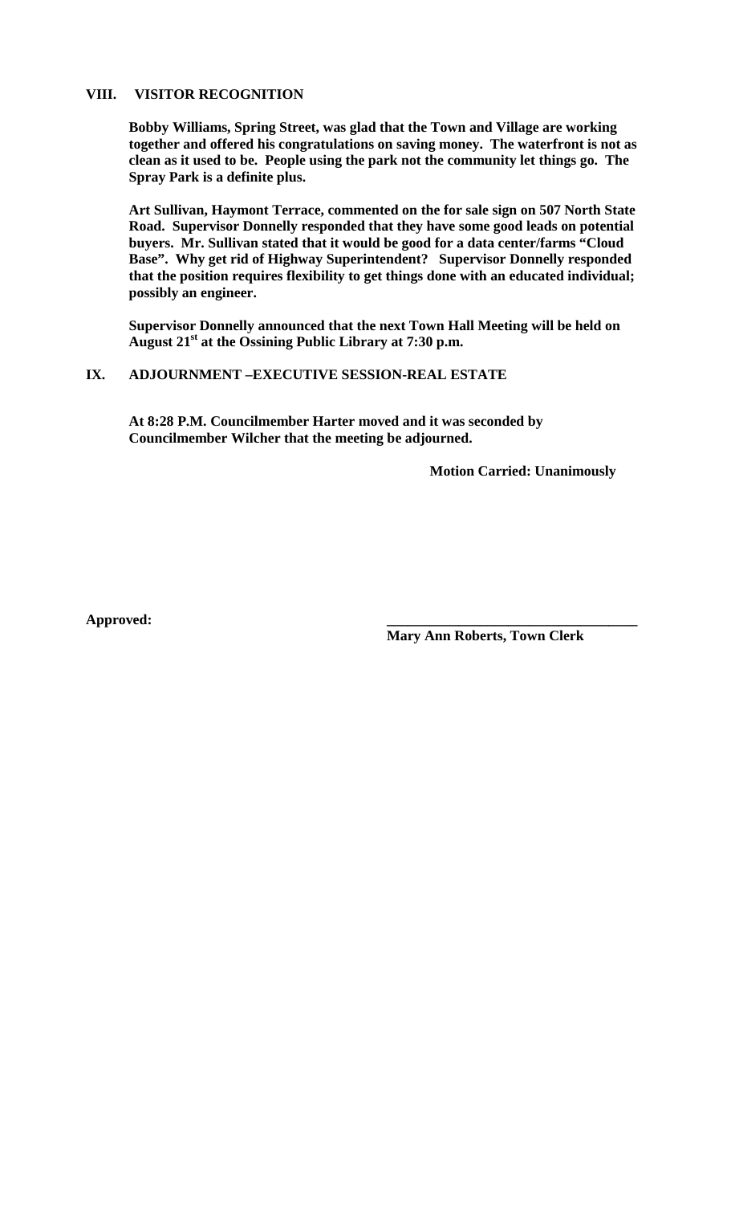## VIII. VISITOR RECOGNITION

**Bobby Williams, Spring Street, was glad that the Town and Village are working together and offered his congratulations on saving money. The waterfront is not as clean as it used to be. People using the park not the community let things go. The Spray Park is a definite plus.**

**Art Sullivan, Haymont Terrace, commented on the for sale sign on 507 North State Road. Supervisor Donnelly responded that they have some good leads on potential buyers. Mr. Sullivan stated that it would be good for a data center/farms "Cloud Base". Why get rid of Highway Superintendent? Supervisor Donnelly responded that the position requires flexibility to get things done with an educated individual; possibly an engineer.**

**Supervisor Donnelly announced that the next Town Hall Meeting will be held on August 21st at the Ossining Public Library at 7:30 p.m.**

## IX. ADJOURNMENT –EXECUTIVE SESSION-REAL ESTATE

**At 8:28 P.M. Councilmember Harter moved and it was seconded by Councilmember Wilcher that the meeting be adjourned.**

**Motion Carried: Unanimously**

**Approved:** ___________________________________

**Mary Ann Roberts, Town Clerk**